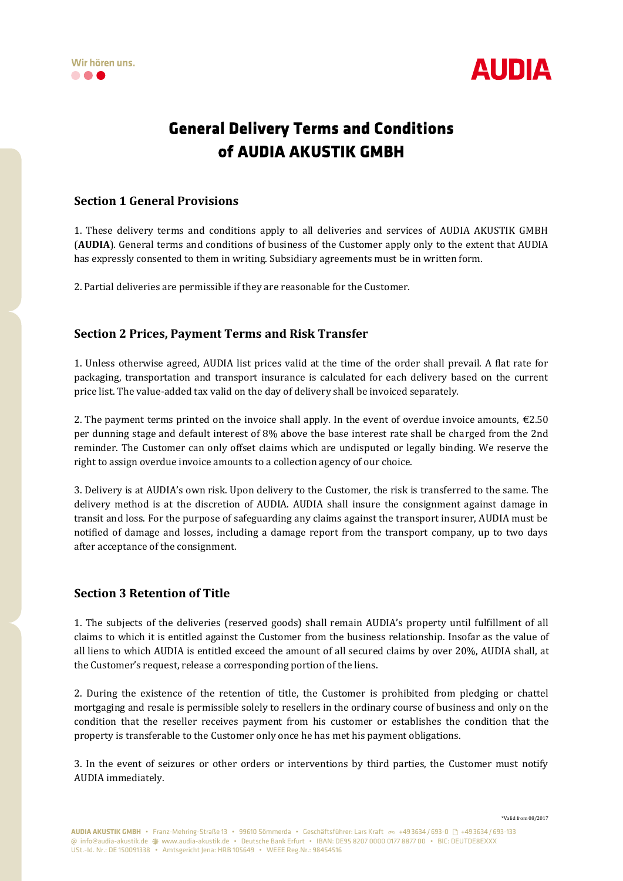# General Delivery Terms and Conditions of AUDIA AKUSTIK GMBH

## Section 1 General Provisions

1. These delivery terms and conditions apply to all deliveries and services of AUDIA AKUSTIK GMBH (**AUDIA**). General terms and conditions of business of the Customer apply only to the extent that AUDIA has expressly consented to them in writing. Subsidiary agreements must be in written form.

2. Partial deliveries are permissible if they are reasonable for the Customer.

## Section 2 Prices, Payment Terms and Risk Transfer

1. Unless otherwise agreed, AUDIA list prices valid at the time of the order shall prevail. A flat rate for packaging, transportation and transport insurance is calculated for each delivery based on the current price list. The value-added tax valid on the day of delivery shall be invoiced separately.

2. The payment terms printed on the invoice shall apply. In the event of overdue invoice amounts, €2.50 per dunning stage and default interest of 8% above the base interest rate shall be charged from the 2nd reminder. The Customer can only offset claims which are undisputed or legally binding. We reserve the right to assign overdue invoice amounts to a collection agency of our choice.

3. Delivery is at AUDIA's own risk. Upon delivery to the Customer, the risk is transferred to the same. The delivery method is at the discretion of AUDIA. AUDIA shall insure the consignment against damage in transit and loss. For the purpose of safeguarding any claims against the transport insurer, AUDIA must be notified of damage and losses, including a damage report from the transport company, up to two days after acceptance of the consignment.

## Section 3 Retention of Title

1. The subjects of the deliveries (reserved goods) shall remain AUDIA's property until fulfillment of all claims to which it is entitled against the Customer from the business relationship. Insofar as the value of all liens to which AUDIA is entitled exceed the amount of all secured claims by over 20%, AUDIA shall, at the Customer's request, release a corresponding portion of the liens.

2. During the existence of the retention of title, the Customer is prohibited from pledging or chattel mortgaging and resale is permissible solely to resellers in the ordinary course of business and only on the condition that the reseller receives payment from his customer or establishes the condition that the property is transferable to the Customer only once he has met his payment obligations.

3. In the event of seizures or other orders or interventions by third parties, the Customer must notify AUDIA immediately.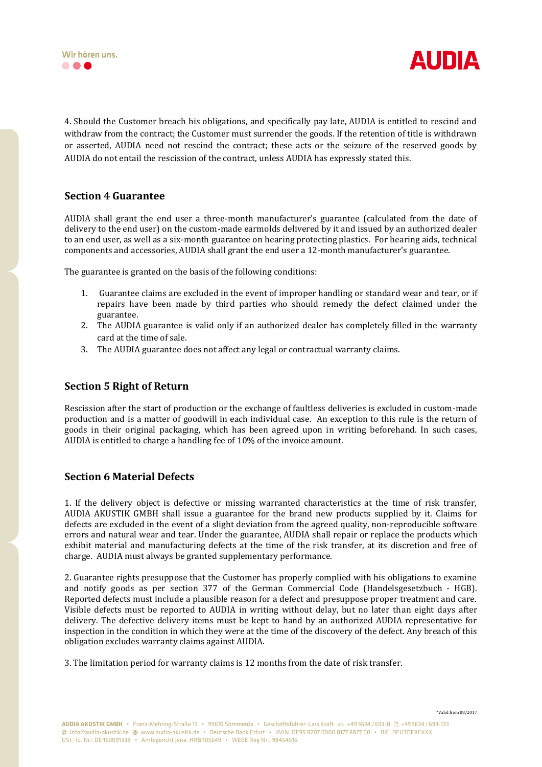4. Should the Customer breach his obligations, and specifically pay late, AUDIA is entitled to rescind and withdraw from the contract; the Customer must surrender the goods. If the retention of title is withdrawn or asserted, AUDIA need not rescind the contract; these acts or the seizure of the reserved goods by AUDIA do not entail the rescission of the contract, unless AUDIA has expressly stated this.

## Section 4 Guarantee

AUDIA shall grant the end user a three-month manufacturer's guarantee (calculated from the date of delivery to the end user) on the custom-made earmolds delivered by it and issued by an authorized dealer to an end user, as well as a six-month guarantee on hearing protecting plastics. For hearing aids, technical components and accessories, AUDIA shall grant the end user a 12-month manufacturer's guarantee.

The guarantee is granted on the basis of the following conditions:

1. Guarantee claims are excluded in the event of improper handling or standard wear and tear, or if repairs have been made by third parties who should remedy the defect claimed under the guarantee.
2. The AUDIA guarantee is valid only if an authorized dealer has completely filled in the warranty card at the time of sale.
3. The AUDIA guarantee does not affect any legal or contractual warranty claims.

## Section 5 Right of Return

Rescission after the start of production or the exchange of faultless deliveries is excluded in custom-made production and is a matter of goodwill in each individual case. An exception to this rule is the return of goods in their original packaging, which has been agreed upon in writing beforehand. In such cases, AUDIA is entitled to charge a handling fee of 10% of the invoice amount.

## Section 6 Material Defects

1. If the delivery object is defective or missing warranted characteristics at the time of risk transfer, AUDIA AKUSTIK GMBH shall issue a guarantee for the brand new products supplied by it. Claims for defects are excluded in the event of a slight deviation from the agreed quality, non-reproducible software errors and natural wear and tear. Under the guarantee, AUDIA shall repair or replace the products which exhibit material and manufacturing defects at the time of the risk transfer, at its discretion and free of charge. AUDIA must always be granted supplementary performance.

2. Guarantee rights presuppose that the Customer has properly complied with his obligations to examine and notify goods as per section 377 of the German Commercial Code (Handelsgesetzbuch - HGB). Reported defects must include a plausible reason for a defect and presuppose proper treatment and care. Visible defects must be reported to AUDIA in writing without delay, but no later than eight days after delivery. The defective delivery items must be kept to hand by an authorized AUDIA representative for inspection in the condition in which they were at the time of the discovery of the defect. Any breach of this obligation excludes warranty claims against AUDIA.

3. The limitation period for warranty claims is 12 months from the date of risk transfer.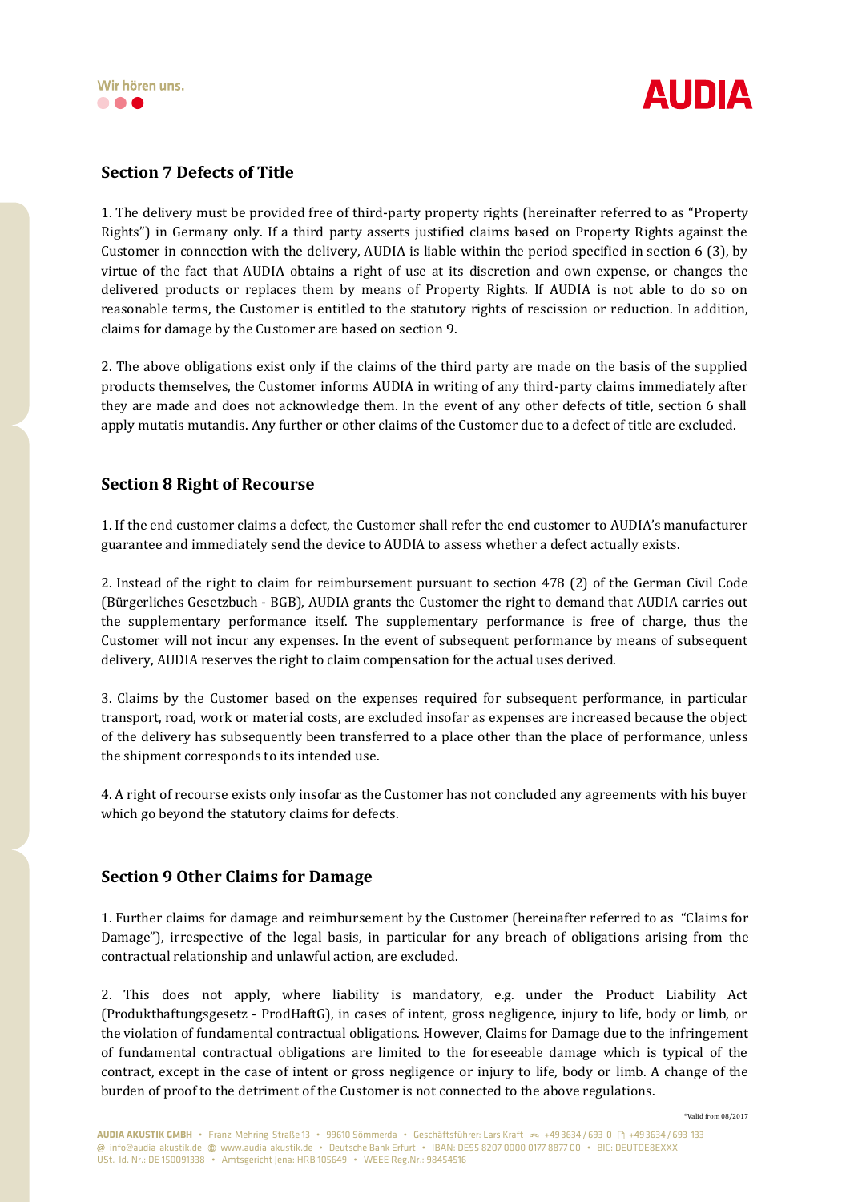## Section 7 Defects of Title

1. The delivery must be provided free of third-party property rights (hereinafter referred to as "Property Rights") in Germany only. If a third party asserts justified claims based on Property Rights against the Customer in connection with the delivery, AUDIA is liable within the period specified in section 6 (3), by virtue of the fact that AUDIA obtains a right of use at its discretion and own expense, or changes the delivered products or replaces them by means of Property Rights. If AUDIA is not able to do so on reasonable terms, the Customer is entitled to the statutory rights of rescission or reduction. In addition, claims for damage by the Customer are based on section 9.

2. The above obligations exist only if the claims of the third party are made on the basis of the supplied products themselves, the Customer informs AUDIA in writing of any third-party claims immediately after they are made and does not acknowledge them. In the event of any other defects of title, section 6 shall apply mutatis mutandis. Any further or other claims of the Customer due to a defect of title are excluded.

## Section 8 Right of Recourse

1. If the end customer claims a defect, the Customer shall refer the end customer to AUDIA's manufacturer guarantee and immediately send the device to AUDIA to assess whether a defect actually exists.

2. Instead of the right to claim for reimbursement pursuant to section 478 (2) of the German Civil Code (Bürgerliches Gesetzbuch - BGB), AUDIA grants the Customer the right to demand that AUDIA carries out the supplementary performance itself. The supplementary performance is free of charge, thus the Customer will not incur any expenses. In the event of subsequent performance by means of subsequent delivery, AUDIA reserves the right to claim compensation for the actual uses derived.

3. Claims by the Customer based on the expenses required for subsequent performance, in particular transport, road, work or material costs, are excluded insofar as expenses are increased because the object of the delivery has subsequently been transferred to a place other than the place of performance, unless the shipment corresponds to its intended use.

4. A right of recourse exists only insofar as the Customer has not concluded any agreements with his buyer which go beyond the statutory claims for defects.

## Section 9 Other Claims for Damage

1. Further claims for damage and reimbursement by the Customer (hereinafter referred to as "Claims for Damage"), irrespective of the legal basis, in particular for any breach of obligations arising from the contractual relationship and unlawful action, are excluded.

2. This does not apply, where liability is mandatory, e.g. under the Product Liability Act (Produkthaftungsgesetz - ProdHaftG), in cases of intent, gross negligence, injury to life, body or limb, or the violation of fundamental contractual obligations. However, Claims for Damage due to the infringement of fundamental contractual obligations are limited to the foreseeable damage which is typical of the contract, except in the case of intent or gross negligence or injury to life, body or limb. A change of the burden of proof to the detriment of the Customer is not connected to the above regulations.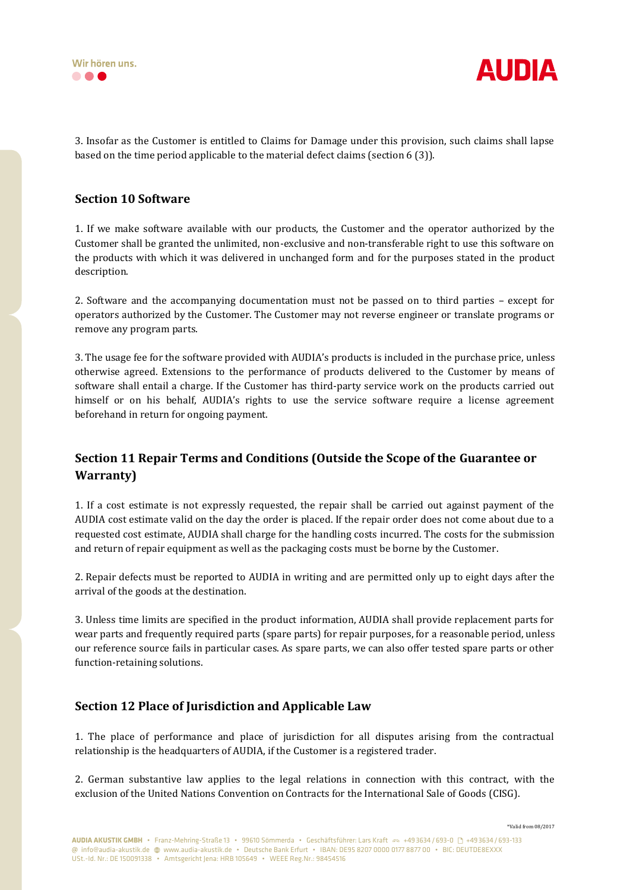3. Insofar as the Customer is entitled to Claims for Damage under this provision, such claims shall lapse based on the time period applicable to the material defect claims (section 6 (3)).

## Section 10 Software

1. If we make software available with our products, the Customer and the operator authorized by the Customer shall be granted the unlimited, non-exclusive and non-transferable right to use this software on the products with which it was delivered in unchanged form and for the purposes stated in the product description.

2. Software and the accompanying documentation must not be passed on to third parties – except for operators authorized by the Customer. The Customer may not reverse engineer or translate programs or remove any program parts.

3. The usage fee for the software provided with AUDIA's products is included in the purchase price, unless otherwise agreed. Extensions to the performance of products delivered to the Customer by means of software shall entail a charge. If the Customer has third-party service work on the products carried out himself or on his behalf, AUDIA's rights to use the service software require a license agreement beforehand in return for ongoing payment.

## Section 11 Repair Terms and Conditions (Outside the Scope of the Guarantee or Warranty)

1. If a cost estimate is not expressly requested, the repair shall be carried out against payment of the AUDIA cost estimate valid on the day the order is placed. If the repair order does not come about due to a requested cost estimate, AUDIA shall charge for the handling costs incurred. The costs for the submission and return of repair equipment as well as the packaging costs must be borne by the Customer.

2. Repair defects must be reported to AUDIA in writing and are permitted only up to eight days after the arrival of the goods at the destination.

3. Unless time limits are specified in the product information, AUDIA shall provide replacement parts for wear parts and frequently required parts (spare parts) for repair purposes, for a reasonable period, unless our reference source fails in particular cases. As spare parts, we can also offer tested spare parts or other function-retaining solutions.

## Section 12 Place of Jurisdiction and Applicable Law

1. The place of performance and place of jurisdiction for all disputes arising from the contractual relationship is the headquarters of AUDIA, if the Customer is a registered trader.

2. German substantive law applies to the legal relations in connection with this contract, with the exclusion of the United Nations Convention on Contracts for the International Sale of Goods (CISG).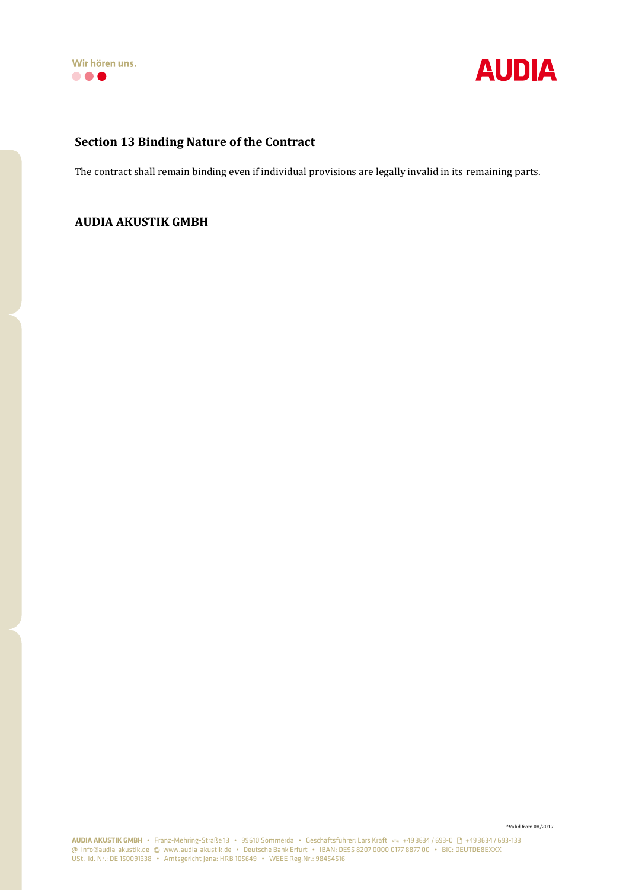## Section 13 Binding Nature of the Contract

The contract shall remain binding even if individual provisions are legally invalid in its remaining parts.

**AUDIA AKUSTIK GMBH**

*Valid from 08/2017